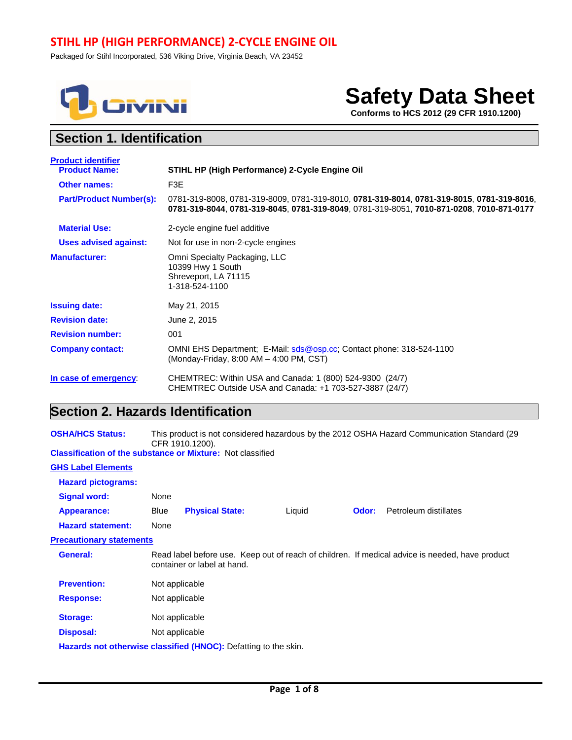# STIHL HP (HIGH PERFORMANCE) 2-CYCLE ENGINE OIL

Packaged for Stihl Incorporated, 536 Viking Drive, Virginia Beach, VA 23452

# Safety Data Sheet

**Conforms to HCS 2012 (29 CFR 1910.1200)**

## Section 1. Identification

**Product identifier**

**Product Name:** **STIHL HP (High Performance) 2-Cycle Engine Oil**

**Other names:** F3E

**Part/Product Number(s):** 0781-319-8008, 0781-319-8009, 0781-319-8010, **0781-319-8014**, **0781-319-8015**, **0781-319-8016**, **0781-319-8044**, **0781-319-8045**, **0781-319-8049**, 0781-319-8051, **7010-871-0208**, **7010-871-0177**

**Material Use:** 2-cycle engine fuel additive

**Uses advised against:** Not for use in non-2-cycle engines

**Manufacturer:** Omni Specialty Packaging, LLC
10399 Hwy 1 South
Shreveport, LA 71115
1-318-524-1100

**Issuing date:** May 21, 2015

**Revision date:** June 2, 2015

**Revision number:** 001

**Company contact:** OMNI EHS Department; E-Mail: sds@osp.cc; Contact phone: 318-524-1100 (Monday-Friday, 8:00 AM – 4:00 PM, CST)

**In case of emergency:** CHEMTREC: Within USA and Canada: 1 (800) 524-9300 (24/7)
CHEMTREC Outside USA and Canada: +1 703-527-3887 (24/7)

## Section 2. Hazards Identification

**OSHA/HCS Status:** This product is not considered hazardous by the 2012 OSHA Hazard Communication Standard (29 CFR 1910.1200).

**Classification of the substance or Mixture:** Not classified

**GHS Label Elements**

**Hazard pictograms:**

**Signal word:** None

**Appearance:** Blue **Physical State:** Liquid **Odor:** Petroleum distillates

**Hazard statement:** None

**Precautionary statements**

**General:** Read label before use. Keep out of reach of children. If medical advice is needed, have product container or label at hand.

**Prevention:** Not applicable

**Response:** Not applicable

**Storage:** Not applicable

**Disposal:** Not applicable

**Hazards not otherwise classified (HNOC):** Defatting to the skin.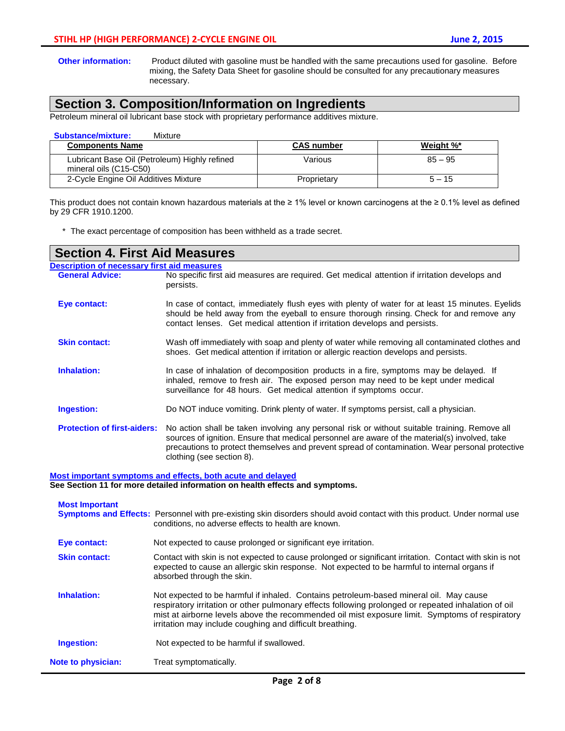**Other information:** Product diluted with gasoline must be handled with the same precautions used for gasoline. Before mixing, the Safety Data Sheet for gasoline should be consulted for any precautionary measures necessary.

## Section 3. Composition/Information on Ingredients

Petroleum mineral oil lubricant base stock with proprietary performance additives mixture.

**Substance/mixture:** Mixture

| Components Name | CAS number | Weight %* |
|---|---|---|
| Lubricant Base Oil (Petroleum) Highly refined mineral oils (C15-C50) | Various | 85 – 95 |
| 2-Cycle Engine Oil Additives Mixture | Proprietary | 5 – 15 |

This product does not contain known hazardous materials at the ≥ 1% level or known carcinogens at the ≥ 0.1% level as defined by 29 CFR 1910.1200.

* The exact percentage of composition has been withheld as a trade secret.

## Section 4. First Aid Measures

**Description of necessary first aid measures**

**General Advice:** No specific first aid measures are required. Get medical attention if irritation develops and persists.

**Eye contact:** In case of contact, immediately flush eyes with plenty of water for at least 15 minutes. Eyelids should be held away from the eyeball to ensure thorough rinsing. Check for and remove any contact lenses. Get medical attention if irritation develops and persists.

**Skin contact:** Wash off immediately with soap and plenty of water while removing all contaminated clothes and shoes. Get medical attention if irritation or allergic reaction develops and persists.

**Inhalation:** In case of inhalation of decomposition products in a fire, symptoms may be delayed. If inhaled, remove to fresh air. The exposed person may need to be kept under medical surveillance for 48 hours. Get medical attention if symptoms occur.

**Ingestion:** Do NOT induce vomiting. Drink plenty of water. If symptoms persist, call a physician.

**Protection of first-aiders:** No action shall be taken involving any personal risk or without suitable training. Remove all sources of ignition. Ensure that medical personnel are aware of the material(s) involved, take precautions to protect themselves and prevent spread of contamination. Wear personal protective clothing (see section 8).

**Most important symptoms and effects, both acute and delayed**

**See Section 11 for more detailed information on health effects and symptoms.**

**Most Important Symptoms and Effects:** Personnel with pre-existing skin disorders should avoid contact with this product. Under normal use conditions, no adverse effects to health are known.

**Eye contact:** Not expected to cause prolonged or significant eye irritation.

**Skin contact:** Contact with skin is not expected to cause prolonged or significant irritation. Contact with skin is not expected to cause an allergic skin response. Not expected to be harmful to internal organs if absorbed through the skin.

**Inhalation:** Not expected to be harmful if inhaled. Contains petroleum-based mineral oil. May cause respiratory irritation or other pulmonary effects following prolonged or repeated inhalation of oil mist at airborne levels above the recommended oil mist exposure limit. Symptoms of respiratory irritation may include coughing and difficult breathing.

**Ingestion:** Not expected to be harmful if swallowed.

**Note to physician:** Treat symptomatically.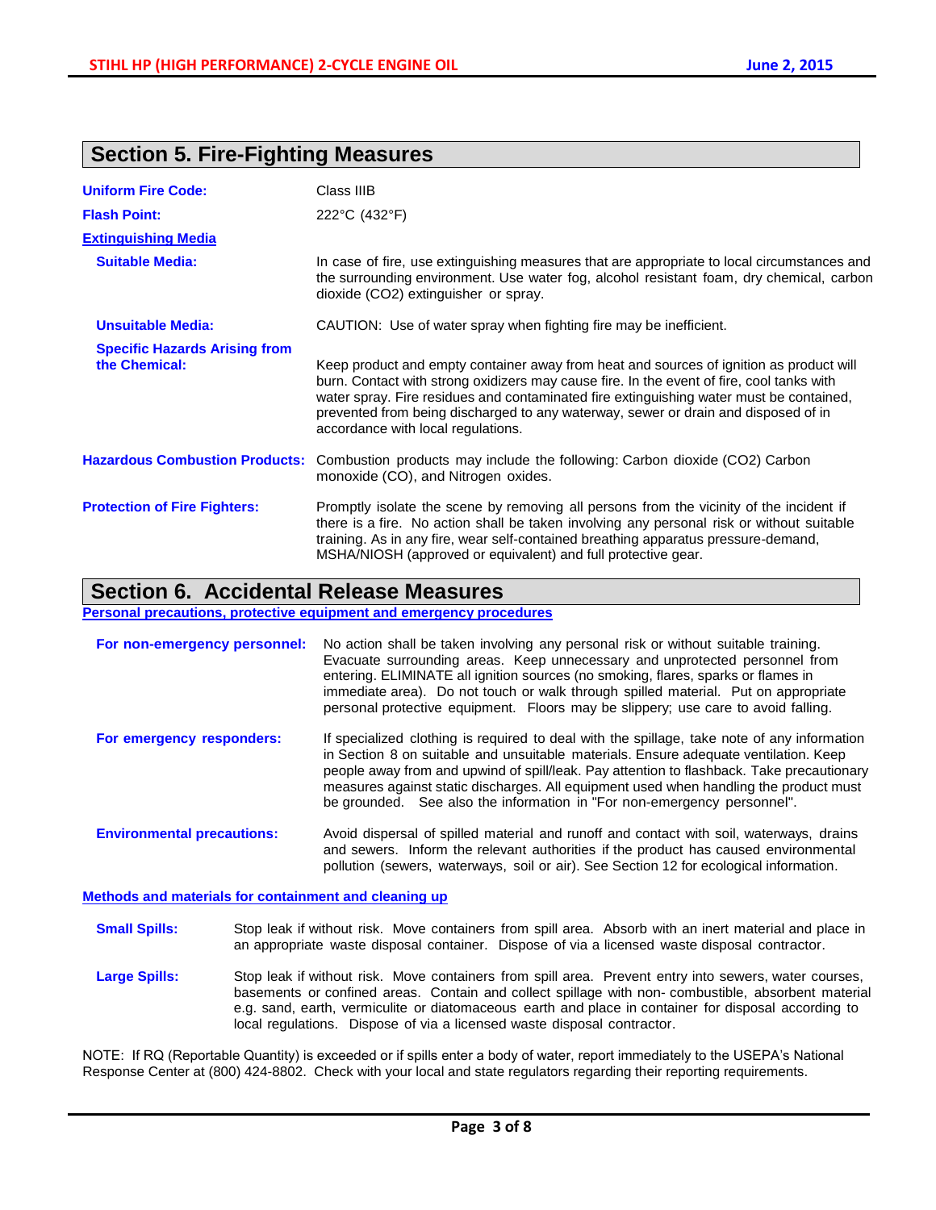## Section 5. Fire-Fighting Measures

**Uniform Fire Code:** Class IIIB

**Flash Point:** 222°C (432°F)

**Extinguishing Media**

**Suitable Media:** In case of fire, use extinguishing measures that are appropriate to local circumstances and the surrounding environment. Use water fog, alcohol resistant foam, dry chemical, carbon dioxide ($CO_2$) extinguisher or spray.

**Unsuitable Media:** CAUTION: Use of water spray when fighting fire may be inefficient.

**Specific Hazards Arising from the Chemical:** Keep product and empty container away from heat and sources of ignition as product will burn. Contact with strong oxidizers may cause fire. In the event of fire, cool tanks with water spray. Fire residues and contaminated fire extinguishing water must be contained, prevented from being discharged to any waterway, sewer or drain and disposed of in accordance with local regulations.

**Hazardous Combustion Products:** Combustion products may include the following: Carbon dioxide ($CO_2$) Carbon monoxide (CO), and Nitrogen oxides.

**Protection of Fire Fighters:** Promptly isolate the scene by removing all persons from the vicinity of the incident if there is a fire. No action shall be taken involving any personal risk or without suitable training. As in any fire, wear self-contained breathing apparatus pressure-demand, MSHA/NIOSH (approved or equivalent) and full protective gear.

## Section 6. Accidental Release Measures

**Personal precautions, protective equipment and emergency procedures**

**For non-emergency personnel:** No action shall be taken involving any personal risk or without suitable training. Evacuate surrounding areas. Keep unnecessary and unprotected personnel from entering. ELIMINATE all ignition sources (no smoking, flares, sparks or flames in immediate area). Do not touch or walk through spilled material. Put on appropriate personal protective equipment. Floors may be slippery; use care to avoid falling.

**For emergency responders:** If specialized clothing is required to deal with the spillage, take note of any information in Section 8 on suitable and unsuitable materials. Ensure adequate ventilation. Keep people away from and upwind of spill/leak. Pay attention to flashback. Take precautionary measures against static discharges. All equipment used when handling the product must be grounded. See also the information in "For non-emergency personnel".

**Environmental precautions:** Avoid dispersal of spilled material and runoff and contact with soil, waterways, drains and sewers. Inform the relevant authorities if the product has caused environmental pollution (sewers, waterways, soil or air). See Section 12 for ecological information.

**Methods and materials for containment and cleaning up**

**Small Spills:** Stop leak if without risk. Move containers from spill area. Absorb with an inert material and place in an appropriate waste disposal container. Dispose of via a licensed waste disposal contractor.

**Large Spills:** Stop leak if without risk. Move containers from spill area. Prevent entry into sewers, water courses, basements or confined areas. Contain and collect spillage with non- combustible, absorbent material e.g. sand, earth, vermiculite or diatomaceous earth and place in container for disposal according to local regulations. Dispose of via a licensed waste disposal contractor.

NOTE: If RQ (Reportable Quantity) is exceeded or if spills enter a body of water, report immediately to the USEPA's National Response Center at (800) 424-8802. Check with your local and state regulators regarding their reporting requirements.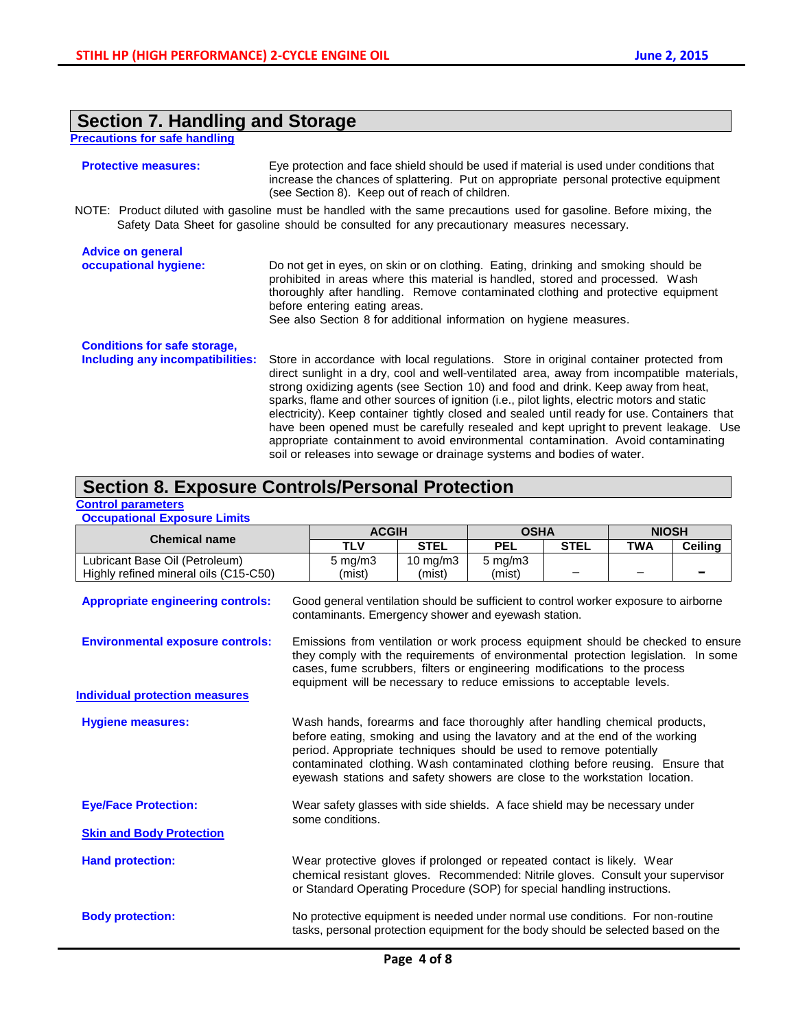## Section 7. Handling and Storage

**Precautions for safe handling**

**Protective measures:** Eye protection and face shield should be used if material is used under conditions that increase the chances of splattering. Put on appropriate personal protective equipment (see Section 8). Keep out of reach of children.

NOTE: Product diluted with gasoline must be handled with the same precautions used for gasoline. Before mixing, the Safety Data Sheet for gasoline should be consulted for any precautionary measures necessary.

**Advice on general occupational hygiene:** Do not get in eyes, on skin or on clothing. Eating, drinking and smoking should be prohibited in areas where this material is handled, stored and processed. Wash thoroughly after handling. Remove contaminated clothing and protective equipment before entering eating areas.
See also Section 8 for additional information on hygiene measures.

**Conditions for safe storage, Including any incompatibilities:** Store in accordance with local regulations. Store in original container protected from direct sunlight in a dry, cool and well-ventilated area, away from incompatible materials, strong oxidizing agents (see Section 10) and food and drink. Keep away from heat, sparks, flame and other sources of ignition (i.e., pilot lights, electric motors and static electricity). Keep container tightly closed and sealed until ready for use. Containers that have been opened must be carefully resealed and kept upright to prevent leakage. Use appropriate containment to avoid environmental contamination. Avoid contaminating soil or releases into sewage or drainage systems and bodies of water.

## Section 8. Exposure Controls/Personal Protection

**Control parameters**

**Occupational Exposure Limits**

| Chemical name | ACGIH | | OSHA | | NIOSH | |
|---|---|---|---|---|---|---|
| | TLV | STEL | PEL | STEL | TWA | Ceiling |
| Lubricant Base Oil (Petroleum) Highly refined mineral oils (C15-C50) | 5 mg/m3 (mist) | 10 mg/m3 (mist) | 5 mg/m3 (mist) | – | – | - |

**Appropriate engineering controls:** Good general ventilation should be sufficient to control worker exposure to airborne contaminants. Emergency shower and eyewash station.

**Environmental exposure controls:** Emissions from ventilation or work process equipment should be checked to ensure they comply with the requirements of environmental protection legislation. In some cases, fume scrubbers, filters or engineering modifications to the process equipment will be necessary to reduce emissions to acceptable levels.

**Individual protection measures**

**Hygiene measures:** Wash hands, forearms and face thoroughly after handling chemical products, before eating, smoking and using the lavatory and at the end of the working period. Appropriate techniques should be used to remove potentially contaminated clothing. Wash contaminated clothing before reusing. Ensure that eyewash stations and safety showers are close to the workstation location.

**Eye/Face Protection:** Wear safety glasses with side shields. A face shield may be necessary under some conditions.

**Skin and Body Protection**

**Hand protection:** Wear protective gloves if prolonged or repeated contact is likely. Wear chemical resistant gloves. Recommended: Nitrile gloves. Consult your supervisor or Standard Operating Procedure (SOP) for special handling instructions.

**Body protection:** No protective equipment is needed under normal use conditions. For non-routine tasks, personal protection equipment for the body should be selected based on the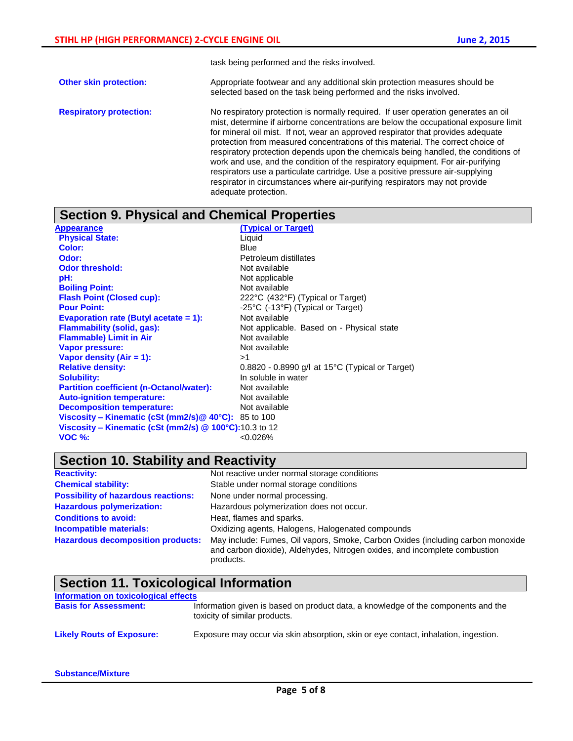task being performed and the risks involved.

**Other skin protection:** Appropriate footwear and any additional skin protection measures should be selected based on the task being performed and the risks involved.

**Respiratory protection:** No respiratory protection is normally required. If user operation generates an oil mist, determine if airborne concentrations are below the occupational exposure limit for mineral oil mist. If not, wear an approved respirator that provides adequate protection from measured concentrations of this material. The correct choice of respiratory protection depends upon the chemicals being handled, the conditions of work and use, and the condition of the respiratory equipment. For air-purifying respirators use a particulate cartridge. Use a positive pressure air-supplying respirator in circumstances where air-purifying respirators may not provide adequate protection.

## Section 9. Physical and Chemical Properties

| Appearance | (Typical or Target) |
|---|---|
| **Physical State:** | Liquid |
| **Color:** | Blue |
| **Odor:** | Petroleum distillates |
| **Odor threshold:** | Not available |
| **pH:** | Not applicable |
| **Boiling Point:** | Not available |
| **Flash Point (Closed cup):** | 222°C (432°F) (Typical or Target) |
| **Pour Point:** | -25°C (-13°F) (Typical or Target) |
| **Evaporation rate (Butyl acetate = 1):** | Not available |
| **Flammability (solid, gas):** | Not applicable. Based on - Physical state |
| **Flammable) Limit in Air** | Not available |
| **Vapor pressure:** | Not available |
| **Vapor density (Air = 1):** | >1 |
| **Relative density:** | 0.8820 - 0.8990 g/l at 15°C (Typical or Target) |
| **Solubility:** | In soluble in water |
| **Partition coefficient (n-Octanol/water):** | Not available |
| **Auto-ignition temperature:** | Not available |
| **Decomposition temperature:** | Not available |
| **Viscosity – Kinematic (cSt (mm2/s)@ 40°C):** | 85 to 100 |
| **Viscosity – Kinematic (cSt (mm2/s) @ 100°C):** | 10.3 to 12 |
| **VOC %:** | <0.026% |

## Section 10. Stability and Reactivity

| | |
|---|---|
| **Reactivity:** | Not reactive under normal storage conditions |
| **Chemical stability:** | Stable under normal storage conditions |
| **Possibility of hazardous reactions:** | None under normal processing. |
| **Hazardous polymerization:** | Hazardous polymerization does not occur. |
| **Conditions to avoid:** | Heat, flames and sparks. |
| **Incompatible materials:** | Oxidizing agents, Halogens, Halogenated compounds |
| **Hazardous decomposition products:** | May include: Fumes, Oil vapors, Smoke, Carbon Oxides (including carbon monoxide and carbon dioxide), Aldehydes, Nitrogen oxides, and incomplete combustion products. |

## Section 11. Toxicological Information

**Information on toxicological effects**

**Basis for Assessment:** Information given is based on product data, a knowledge of the components and the toxicity of similar products.

**Likely Routs of Exposure:** Exposure may occur via skin absorption, skin or eye contact, inhalation, ingestion.

**Substance/Mixture**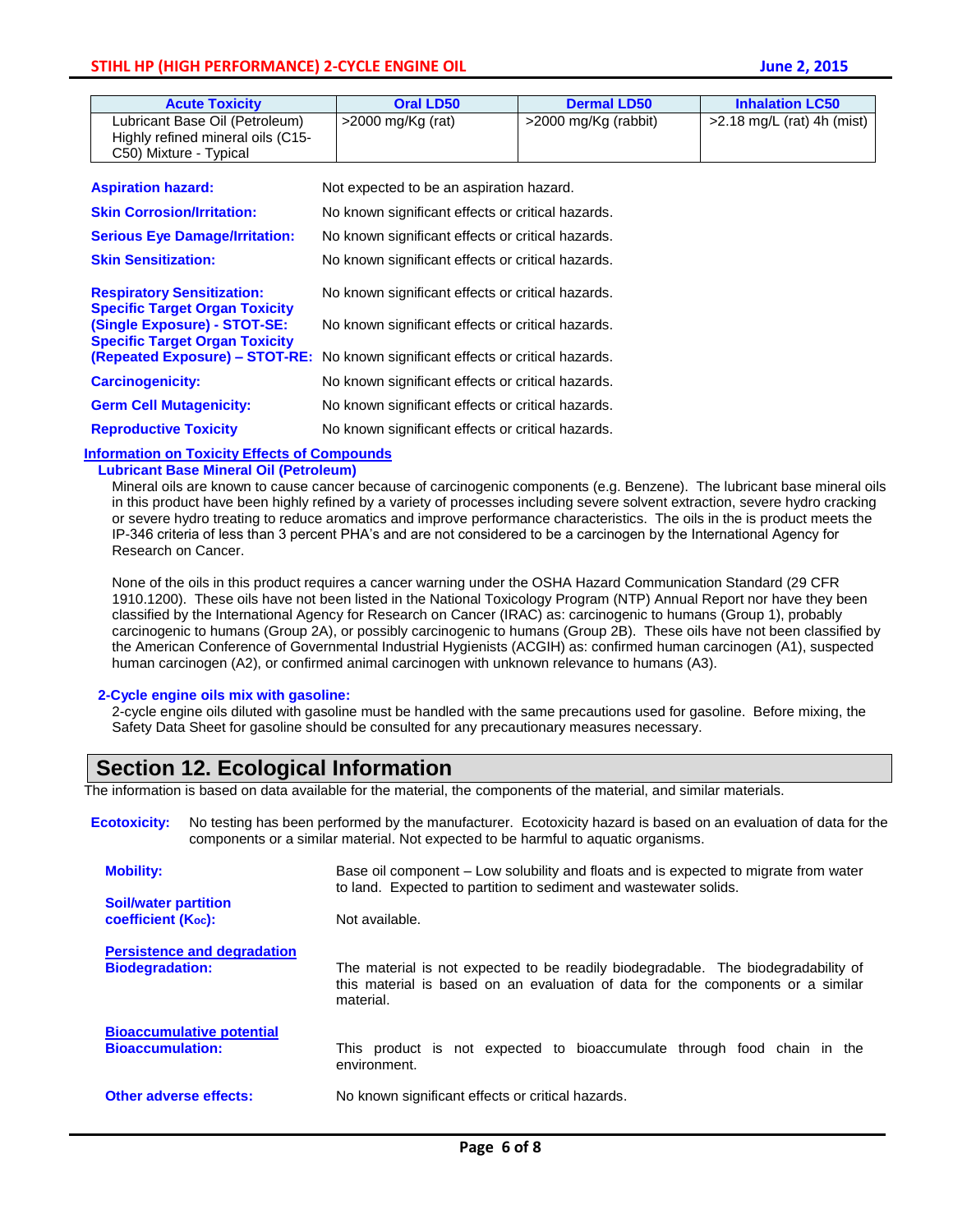| Acute Toxicity | Oral LD50 | Dermal LD50 | Inhalation LC50 |
|---|---|---|---|
| Lubricant Base Oil (Petroleum) Highly refined mineral oils (C15-C50) Mixture - Typical | >2000 mg/Kg (rat) | >2000 mg/Kg (rabbit) | >2.18 mg/L (rat) 4h (mist) |

**Aspiration hazard:** Not expected to be an aspiration hazard.

**Skin Corrosion/Irritation:** No known significant effects or critical hazards.

**Serious Eye Damage/Irritation:** No known significant effects or critical hazards.

**Skin Sensitization:** No known significant effects or critical hazards.

**Respiratory Sensitization:** No known significant effects or critical hazards.

**Specific Target Organ Toxicity (Single Exposure) - STOT-SE:** No known significant effects or critical hazards.

**Specific Target Organ Toxicity (Repeated Exposure) – STOT-RE:** No known significant effects or critical hazards.

**Carcinogenicity:** No known significant effects or critical hazards.

**Germ Cell Mutagenicity:** No known significant effects or critical hazards.

**Reproductive Toxicity** No known significant effects or critical hazards.

**Information on Toxicity Effects of Compounds**

**Lubricant Base Mineral Oil (Petroleum)**

Mineral oils are known to cause cancer because of carcinogenic components (e.g. Benzene). The lubricant base mineral oils in this product have been highly refined by a variety of processes including severe solvent extraction, severe hydro cracking or severe hydro treating to reduce aromatics and improve performance characteristics. The oils in the is product meets the IP-346 criteria of less than 3 percent PHA's and are not considered to be a carcinogen by the International Agency for Research on Cancer.

None of the oils in this product requires a cancer warning under the OSHA Hazard Communication Standard (29 CFR 1910.1200). These oils have not been listed in the National Toxicology Program (NTP) Annual Report nor have they been classified by the International Agency for Research on Cancer (IRAC) as: carcinogenic to humans (Group 1), probably carcinogenic to humans (Group 2A), or possibly carcinogenic to humans (Group 2B). These oils have not been classified by the American Conference of Governmental Industrial Hygienists (ACGIH) as: confirmed human carcinogen (A1), suspected human carcinogen (A2), or confirmed animal carcinogen with unknown relevance to humans (A3).

**2-Cycle engine oils mix with gasoline:**

2-cycle engine oils diluted with gasoline must be handled with the same precautions used for gasoline. Before mixing, the Safety Data Sheet for gasoline should be consulted for any precautionary measures necessary.

## Section 12. Ecological Information

The information is based on data available for the material, the components of the material, and similar materials.

**Ecotoxicity:** No testing has been performed by the manufacturer. Ecotoxicity hazard is based on an evaluation of data for the components or a similar material. Not expected to be harmful to aquatic organisms.

**Mobility:** Base oil component – Low solubility and floats and is expected to migrate from water to land. Expected to partition to sediment and wastewater solids.

**Soil/water partition coefficient ($K_{oc}$):** Not available.

**Persistence and degradation**

**Biodegradation:** The material is not expected to be readily biodegradable. The biodegradability of this material is based on an evaluation of data for the components or a similar material.

**Bioaccumulative potential**

**Bioaccumulation:** This product is not expected to bioaccumulate through food chain in the environment.

**Other adverse effects:** No known significant effects or critical hazards.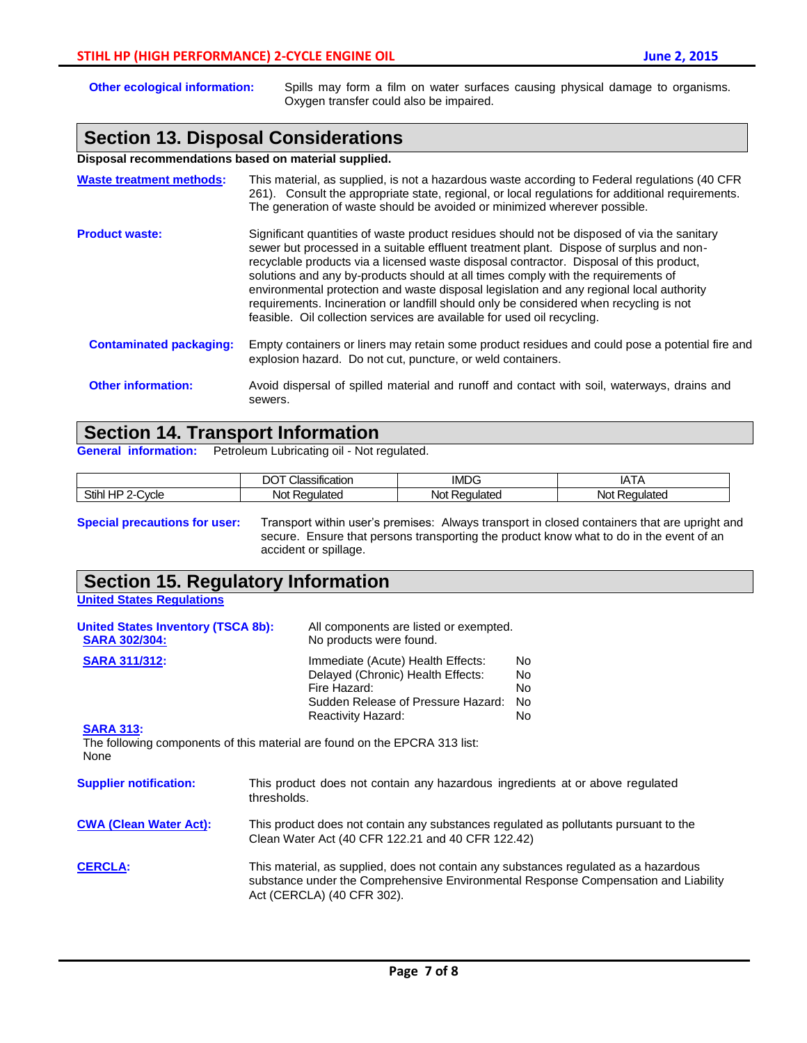**Other ecological information:** Spills may form a film on water surfaces causing physical damage to organisms. Oxygen transfer could also be impaired.

## Section 13. Disposal Considerations

**Disposal recommendations based on material supplied.**

**Waste treatment methods:** This material, as supplied, is not a hazardous waste according to Federal regulations (40 CFR 261). Consult the appropriate state, regional, or local regulations for additional requirements. The generation of waste should be avoided or minimized wherever possible.

**Product waste:** Significant quantities of waste product residues should not be disposed of via the sanitary sewer but processed in a suitable effluent treatment plant. Dispose of surplus and non-recyclable products via a licensed waste disposal contractor. Disposal of this product, solutions and any by-products should at all times comply with the requirements of environmental protection and waste disposal legislation and any regional local authority requirements. Incineration or landfill should only be considered when recycling is not feasible. Oil collection services are available for used oil recycling.

**Contaminated packaging:** Empty containers or liners may retain some product residues and could pose a potential fire and explosion hazard. Do not cut, puncture, or weld containers.

**Other information:** Avoid dispersal of spilled material and runoff and contact with soil, waterways, drains and sewers.

## Section 14. Transport Information

**General information:** Petroleum Lubricating oil - Not regulated.

| | DOT Classification | IMDG | IATA |
|---|---|---|---|
| Stihl HP 2-Cycle | Not Regulated | Not Regulated | Not Regulated |

**Special precautions for user:** Transport within user's premises: Always transport in closed containers that are upright and secure. Ensure that persons transporting the product know what to do in the event of an accident or spillage.

## Section 15. Regulatory Information

**United States Regulations**

**United States Inventory (TSCA 8b):** All components are listed or exempted.

**SARA 302/304:** No products were found.

**SARA 311/312:**

| | |
|---|---|
| Immediate (Acute) Health Effects: | No |
| Delayed (Chronic) Health Effects: | No |
| Fire Hazard: | No |
| Sudden Release of Pressure Hazard: | No |
| Reactivity Hazard: | No |

**SARA 313:**

The following components of this material are found on the EPCRA 313 list:
None

**Supplier notification:** This product does not contain any hazardous ingredients at or above regulated thresholds.

**CWA (Clean Water Act):** This product does not contain any substances regulated as pollutants pursuant to the Clean Water Act (40 CFR 122.21 and 40 CFR 122.42)

**CERCLA:** This material, as supplied, does not contain any substances regulated as a hazardous substance under the Comprehensive Environmental Response Compensation and Liability Act (CERCLA) (40 CFR 302).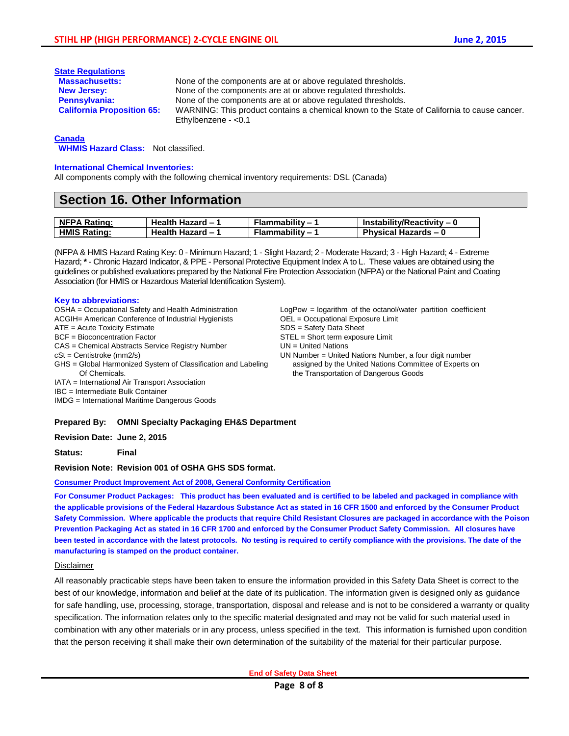**State Regulations**

**Massachusetts:** None of the components are at or above regulated thresholds.

**New Jersey:** None of the components are at or above regulated thresholds.

**Pennsylvania:** None of the components are at or above regulated thresholds.

**California Proposition 65:** WARNING: This product contains a chemical known to the State of California to cause cancer. Ethylbenzene - <0.1

**Canada**

**WHMIS Hazard Class:** Not classified.

**International Chemical Inventories:**

All components comply with the following chemical inventory requirements: DSL (Canada)

## Section 16. Other Information

| | | | |
|---|---|---|---|
| **NFPA Rating:** | **Health Hazard – 1** | **Flammability – 1** | **Instability/Reactivity – 0** |
| **HMIS Rating:** | **Health Hazard – 1** | **Flammability – 1** | **Physical Hazards – 0** |

(NFPA & HMIS Hazard Rating Key: 0 - Minimum Hazard; 1 - Slight Hazard; 2 - Moderate Hazard; 3 - High Hazard; 4 - Extreme Hazard; **\*** - Chronic Hazard Indicator, & PPE - Personal Protective Equipment Index A to L. These values are obtained using the guidelines or published evaluations prepared by the National Fire Protection Association (NFPA) or the National Paint and Coating Association (for HMIS or Hazardous Material Identification System).

**Key to abbreviations:**

OSHA = Occupational Safety and Health Administration
ACGIH= American Conference of Industrial Hygienists
ATE = Acute Toxicity Estimate
BCF = Bioconcentration Factor
CAS = Chemical Abstracts Service Registry Number
cSt = Centistroke (mm2/s)
GHS = Global Harmonized System of Classification and Labeling Of Chemicals.
IATA = International Air Transport Association
IBC = Intermediate Bulk Container
IMDG = International Maritime Dangerous Goods
LogPow = logarithm of the octanol/water partition coefficient
OEL = Occupational Exposure Limit
SDS = Safety Data Sheet
STEL = Short term exposure Limit
UN = United Nations
UN Number = United Nations Number, a four digit number assigned by the United Nations Committee of Experts on the Transportation of Dangerous Goods

**Prepared By: OMNI Specialty Packaging EH&S Department**

**Revision Date: June 2, 2015**

**Status: Final**

**Revision Note: Revision 001 of OSHA GHS SDS format.**

**Consumer Product Improvement Act of 2008, General Conformity Certification**

**For Consumer Product Packages: This product has been evaluated and is certified to be labeled and packaged in compliance with the applicable provisions of the Federal Hazardous Substance Act as stated in 16 CFR 1500 and enforced by the Consumer Product Safety Commission. Where applicable the products that require Child Resistant Closures are packaged in accordance with the Poison Prevention Packaging Act as stated in 16 CFR 1700 and enforced by the Consumer Product Safety Commission. All closures have been tested in accordance with the latest protocols. No testing is required to certify compliance with the provisions. The date of the manufacturing is stamped on the product container.**

Disclaimer

All reasonably practicable steps have been taken to ensure the information provided in this Safety Data Sheet is correct to the best of our knowledge, information and belief at the date of its publication. The information given is designed only as guidance for safe handling, use, processing, storage, transportation, disposal and release and is not to be considered a warranty or quality specification. The information relates only to the specific material designated and may not be valid for such material used in combination with any other materials or in any process, unless specified in the text. This information is furnished upon condition that the person receiving it shall make their own determination of the suitability of the material for their particular purpose.

**End of Safety Data Sheet**